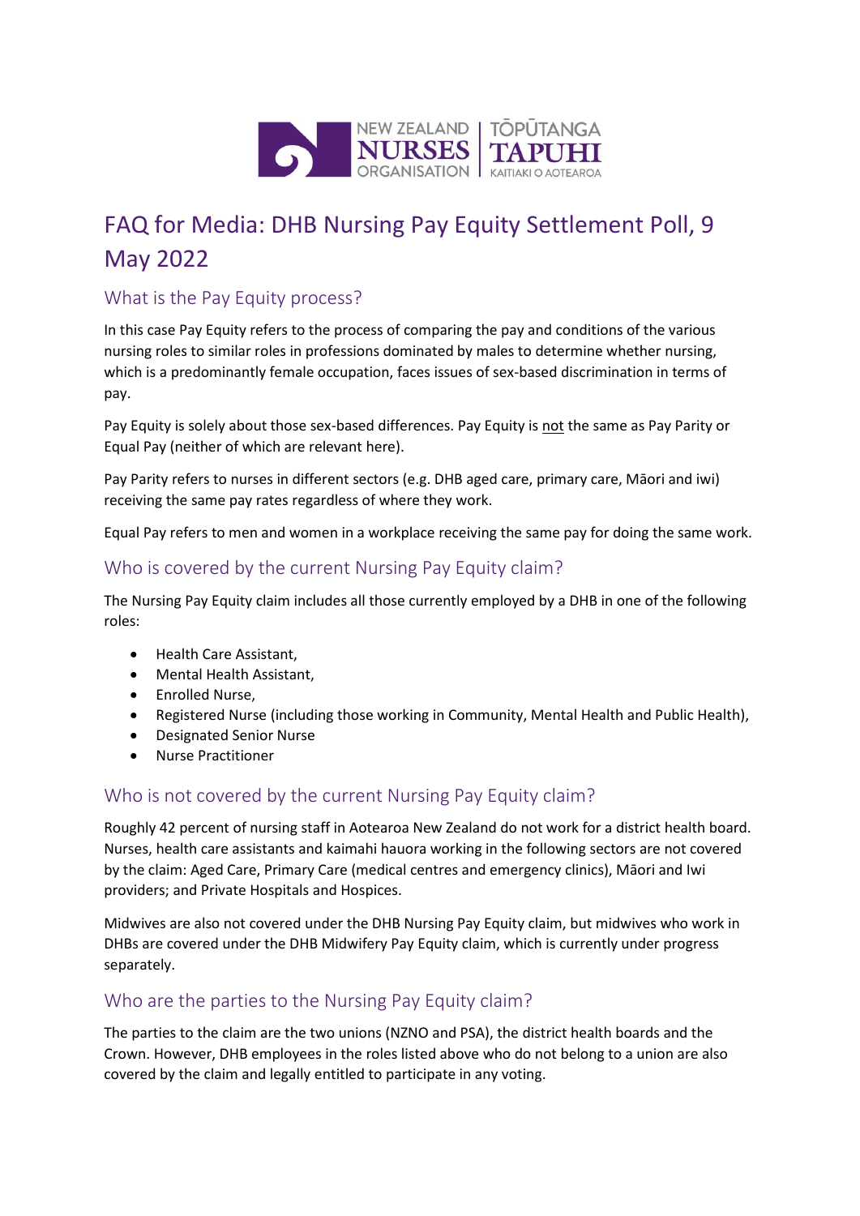NEW ZEALAND NURSES ORGANISATION | TŌPŪTANGA TAPUHI KAITIAKI O AOTEAROA

# FAQ for Media: DHB Nursing Pay Equity Settlement Poll, 9 May 2022

## What is the Pay Equity process?

In this case Pay Equity refers to the process of comparing the pay and conditions of the various nursing roles to similar roles in professions dominated by males to determine whether nursing, which is a predominantly female occupation, faces issues of sex-based discrimination in terms of pay.

Pay Equity is solely about those sex-based differences. Pay Equity is not the same as Pay Parity or Equal Pay (neither of which are relevant here).

Pay Parity refers to nurses in different sectors (e.g. DHB aged care, primary care, Māori and iwi) receiving the same pay rates regardless of where they work.

Equal Pay refers to men and women in a workplace receiving the same pay for doing the same work.

## Who is covered by the current Nursing Pay Equity claim?

The Nursing Pay Equity claim includes all those currently employed by a DHB in one of the following roles:

- Health Care Assistant,
- Mental Health Assistant,
- Enrolled Nurse,
- Registered Nurse (including those working in Community, Mental Health and Public Health),
- Designated Senior Nurse
- Nurse Practitioner

## Who is not covered by the current Nursing Pay Equity claim?

Roughly 42 percent of nursing staff in Aotearoa New Zealand do not work for a district health board. Nurses, health care assistants and kaimahi hauora working in the following sectors are not covered by the claim: Aged Care, Primary Care (medical centres and emergency clinics), Māori and Iwi providers; and Private Hospitals and Hospices.

Midwives are also not covered under the DHB Nursing Pay Equity claim, but midwives who work in DHBs are covered under the DHB Midwifery Pay Equity claim, which is currently under progress separately.

## Who are the parties to the Nursing Pay Equity claim?

The parties to the claim are the two unions (NZNO and PSA), the district health boards and the Crown. However, DHB employees in the roles listed above who do not belong to a union are also covered by the claim and legally entitled to participate in any voting.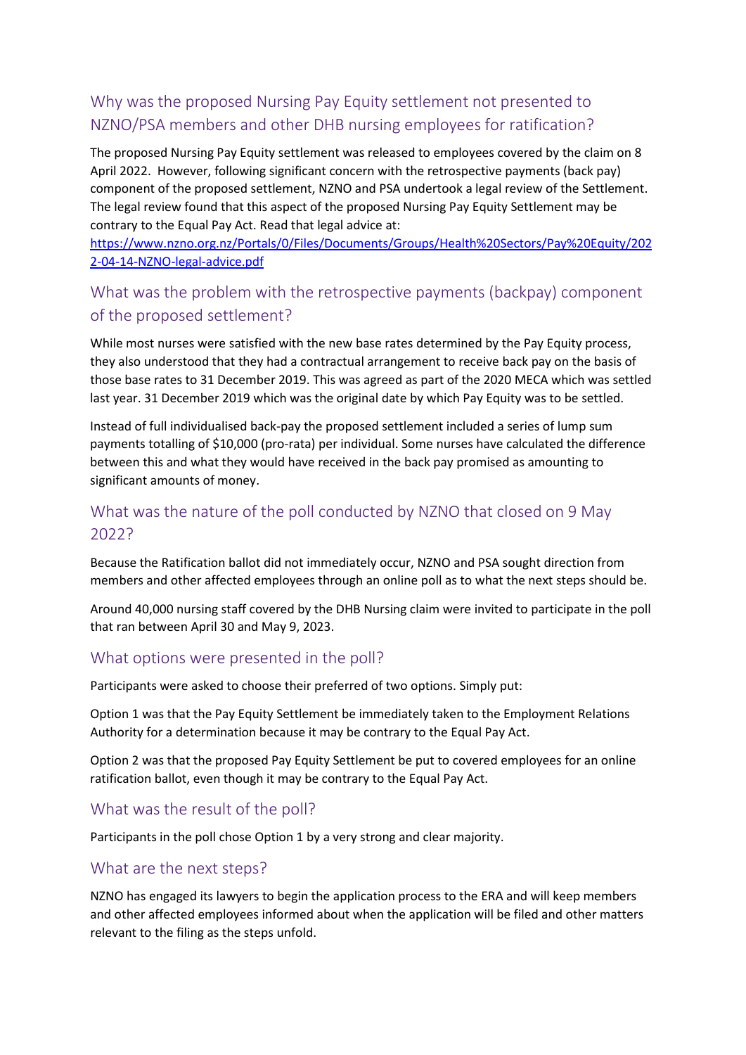## Why was the proposed Nursing Pay Equity settlement not presented to NZNO/PSA members and other DHB nursing employees for ratification?

The proposed Nursing Pay Equity settlement was released to employees covered by the claim on 8 April 2022. However, following significant concern with the retrospective payments (back pay) component of the proposed settlement, NZNO and PSA undertook a legal review of the Settlement. The legal review found that this aspect of the proposed Nursing Pay Equity Settlement may be contrary to the Equal Pay Act. Read that legal advice at: [https://www.nzno.org.nz/Portals/0/Files/Documents/Groups/Health%20Sectors/Pay%20Equity/2022-04-14-NZNO-legal-advice.pdf](https://www.nzno.org.nz/Portals/0/Files/Documents/Groups/Health%20Sectors/Pay%20Equity/2022-04-14-NZNO-legal-advice.pdf)

## What was the problem with the retrospective payments (backpay) component of the proposed settlement?

While most nurses were satisfied with the new base rates determined by the Pay Equity process, they also understood that they had a contractual arrangement to receive back pay on the basis of those base rates to 31 December 2019. This was agreed as part of the 2020 MECA which was settled last year. 31 December 2019 which was the original date by which Pay Equity was to be settled.

Instead of full individualised back-pay the proposed settlement included a series of lump sum payments totalling of $10,000 (pro-rata) per individual. Some nurses have calculated the difference between this and what they would have received in the back pay promised as amounting to significant amounts of money.

## What was the nature of the poll conducted by NZNO that closed on 9 May 2022?

Because the Ratification ballot did not immediately occur, NZNO and PSA sought direction from members and other affected employees through an online poll as to what the next steps should be.

Around 40,000 nursing staff covered by the DHB Nursing claim were invited to participate in the poll that ran between April 30 and May 9, 2023.

## What options were presented in the poll?

Participants were asked to choose their preferred of two options. Simply put:

Option 1 was that the Pay Equity Settlement be immediately taken to the Employment Relations Authority for a determination because it may be contrary to the Equal Pay Act.

Option 2 was that the proposed Pay Equity Settlement be put to covered employees for an online ratification ballot, even though it may be contrary to the Equal Pay Act.

## What was the result of the poll?

Participants in the poll chose Option 1 by a very strong and clear majority.

## What are the next steps?

NZNO has engaged its lawyers to begin the application process to the ERA and will keep members and other affected employees informed about when the application will be filed and other matters relevant to the filing as the steps unfold.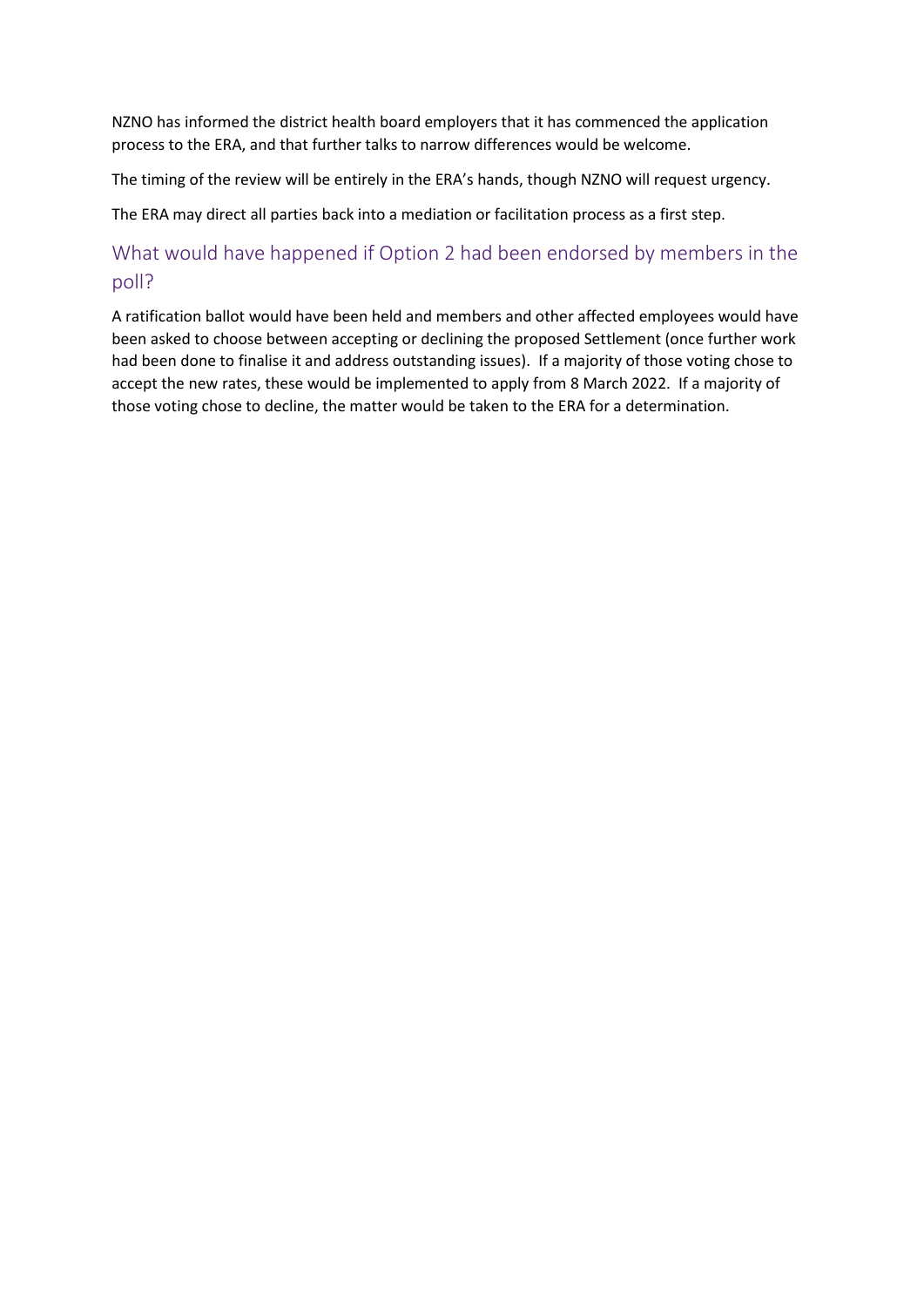NZNO has informed the district health board employers that it has commenced the application process to the ERA, and that further talks to narrow differences would be welcome.

The timing of the review will be entirely in the ERA's hands, though NZNO will request urgency.

The ERA may direct all parties back into a mediation or facilitation process as a first step.

## What would have happened if Option 2 had been endorsed by members in the poll?

A ratification ballot would have been held and members and other affected employees would have been asked to choose between accepting or declining the proposed Settlement (once further work had been done to finalise it and address outstanding issues). If a majority of those voting chose to accept the new rates, these would be implemented to apply from 8 March 2022. If a majority of those voting chose to decline, the matter would be taken to the ERA for a determination.